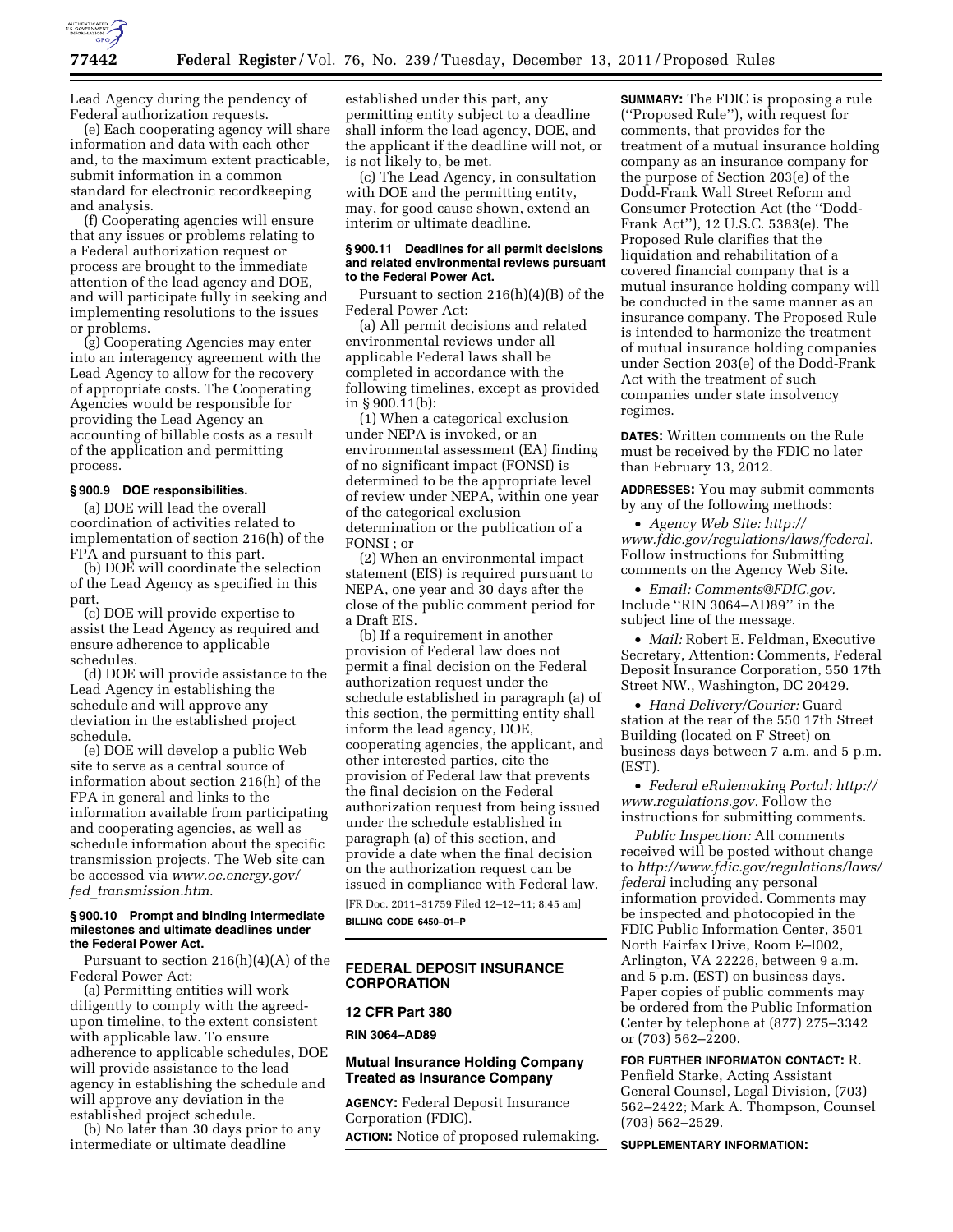Lead Agency during the pendency of Federal authorization requests.

(e) Each cooperating agency will share information and data with each other and, to the maximum extent practicable, submit information in a common standard for electronic recordkeeping and analysis.

(f) Cooperating agencies will ensure that any issues or problems relating to a Federal authorization request or process are brought to the immediate attention of the lead agency and DOE, and will participate fully in seeking and implementing resolutions to the issues or problems.

(g) Cooperating Agencies may enter into an interagency agreement with the Lead Agency to allow for the recovery of appropriate costs. The Cooperating Agencies would be responsible for providing the Lead Agency an accounting of billable costs as a result of the application and permitting process.

#### § 900.9 DOE responsibilities.

(a) DOE will lead the overall coordination of activities related to implementation of section 216(h) of the FPA and pursuant to this part.

(b) DOE will coordinate the selection of the Lead Agency as specified in this part.

(c) DOE will provide expertise to assist the Lead Agency as required and ensure adherence to applicable schedules.

(d) DOE will provide assistance to the Lead Agency in establishing the schedule and will approve any deviation in the established project schedule.

(e) DOE will develop a public Web site to serve as a central source of information about section 216(h) of the FPA in general and links to the information available from participating and cooperating agencies, as well as schedule information about the specific transmission projects. The Web site can be accessed via *www.oe.energy.gov/fed_transmission.htm*.

#### § 900.10 Prompt and binding intermediate milestones and ultimate deadlines under the Federal Power Act.

Pursuant to section 216(h)(4)(A) of the Federal Power Act:

(a) Permitting entities will work diligently to comply with the agreed-upon timeline, to the extent consistent with applicable law. To ensure adherence to applicable schedules, DOE will provide assistance to the lead agency in establishing the schedule and will approve any deviation in the established project schedule.

(b) No later than 30 days prior to any intermediate or ultimate deadline established under this part, any permitting entity subject to a deadline shall inform the lead agency, DOE, and the applicant if the deadline will not, or is not likely to, be met.

(c) The Lead Agency, in consultation with DOE and the permitting entity, may, for good cause shown, extend an interim or ultimate deadline.

#### § 900.11 Deadlines for all permit decisions and related environmental reviews pursuant to the Federal Power Act.

Pursuant to section 216(h)(4)(B) of the Federal Power Act:

(a) All permit decisions and related environmental reviews under all applicable Federal laws shall be completed in accordance with the following timelines, except as provided in § 900.11(b):

(1) When a categorical exclusion under NEPA is invoked, or an environmental assessment (EA) finding of no significant impact (FONSI) is determined to be the appropriate level of review under NEPA, within one year of the categorical exclusion determination or the publication of a FONSI ; or

(2) When an environmental impact statement (EIS) is required pursuant to NEPA, one year and 30 days after the close of the public comment period for a Draft EIS.

(b) If a requirement in another provision of Federal law does not permit a final decision on the Federal authorization request under the schedule established in paragraph (a) of this section, the permitting entity shall inform the lead agency, DOE, cooperating agencies, the applicant, and other interested parties, cite the provision of Federal law that prevents the final decision on the Federal authorization request from being issued under the schedule established in paragraph (a) of this section, and provide a date when the final decision on the authorization request can be issued in compliance with Federal law.

[FR Doc. 2011–31759 Filed 12–12–11; 8:45 am]

**BILLING CODE 6450–01–P**

## FEDERAL DEPOSIT INSURANCE CORPORATION

### 12 CFR Part 380

### RIN 3064–AD89

### Mutual Insurance Holding Company Treated as Insurance Company

**AGENCY:** Federal Deposit Insurance Corporation (FDIC).

**ACTION:** Notice of proposed rulemaking.

**SUMMARY:** The FDIC is proposing a rule (''Proposed Rule''), with request for comments, that provides for the treatment of a mutual insurance holding company as an insurance company for the purpose of Section 203(e) of the Dodd-Frank Wall Street Reform and Consumer Protection Act (the ''Dodd-Frank Act''), 12 U.S.C. 5383(e). The Proposed Rule clarifies that the liquidation and rehabilitation of a covered financial company that is a mutual insurance holding company will be conducted in the same manner as an insurance company. The Proposed Rule is intended to harmonize the treatment of mutual insurance holding companies under Section 203(e) of the Dodd-Frank Act with the treatment of such companies under state insolvency regimes.

**DATES:** Written comments on the Rule must be received by the FDIC no later than February 13, 2012.

**ADDRESSES:** You may submit comments by any of the following methods:

- *Agency Web Site: http://www.fdic.gov/regulations/laws/federal.* Follow instructions for Submitting comments on the Agency Web Site.
- *Email: Comments@FDIC.gov.* Include ''RIN 3064–AD89'' in the subject line of the message.
- *Mail:* Robert E. Feldman, Executive Secretary, Attention: Comments, Federal Deposit Insurance Corporation, 550 17th Street NW., Washington, DC 20429.
- *Hand Delivery/Courier:* Guard station at the rear of the 550 17th Street Building (located on F Street) on business days between 7 a.m. and 5 p.m. (EST).
- *Federal eRulemaking Portal: http://www.regulations.gov.* Follow the instructions for submitting comments.

*Public Inspection:* All comments received will be posted without change to *http://www.fdic.gov/regulations/laws/federal* including any personal information provided. Comments may be inspected and photocopied in the FDIC Public Information Center, 3501 North Fairfax Drive, Room E–I002, Arlington, VA 22226, between 9 a.m. and 5 p.m. (EST) on business days. Paper copies of public comments may be ordered from the Public Information Center by telephone at (877) 275–3342 or (703) 562–2200.

**FOR FURTHER INFORMATON CONTACT:** R. Penfield Starke, Acting Assistant General Counsel, Legal Division, (703) 562–2422; Mark A. Thompson, Counsel (703) 562–2529.

**SUPPLEMENTARY INFORMATION:**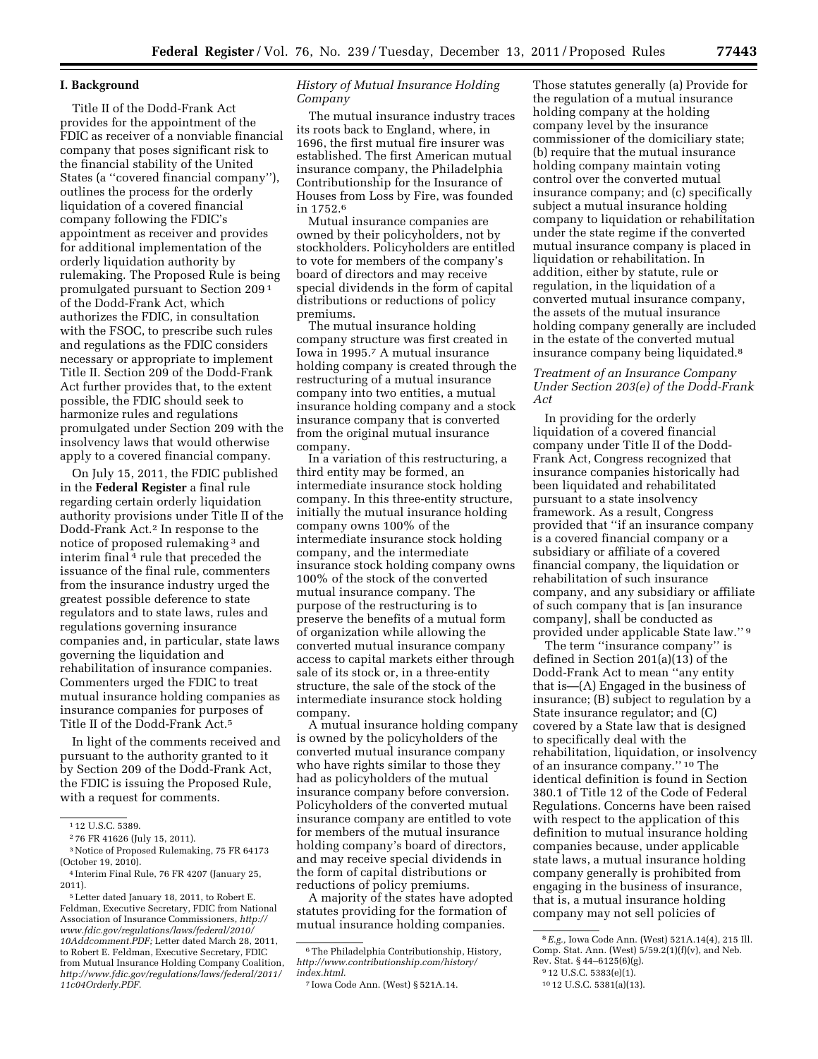## I. Background

Title II of the Dodd-Frank Act provides for the appointment of the FDIC as receiver of a nonviable financial company that poses significant risk to the financial stability of the United States (a ''covered financial company''), outlines the process for the orderly liquidation of a covered financial company following the FDIC's appointment as receiver and provides for additional implementation of the orderly liquidation authority by rulemaking. The Proposed Rule is being promulgated pursuant to Section 209 [1] of the Dodd-Frank Act, which authorizes the FDIC, in consultation with the FSOC, to prescribe such rules and regulations as the FDIC considers necessary or appropriate to implement Title II. Section 209 of the Dodd-Frank Act further provides that, to the extent possible, the FDIC should seek to harmonize rules and regulations promulgated under Section 209 with the insolvency laws that would otherwise apply to a covered financial company.

On July 15, 2011, the FDIC published in the **Federal Register** a final rule regarding certain orderly liquidation authority provisions under Title II of the Dodd-Frank Act.[2] In response to the notice of proposed rulemaking [3] and interim final [4] rule that preceded the issuance of the final rule, commenters from the insurance industry urged the greatest possible deference to state regulators and to state laws, rules and regulations governing insurance companies and, in particular, state laws governing the liquidation and rehabilitation of insurance companies. Commenters urged the FDIC to treat mutual insurance holding companies as insurance companies for purposes of Title II of the Dodd-Frank Act.[5]

In light of the comments received and pursuant to the authority granted to it by Section 209 of the Dodd-Frank Act, the FDIC is issuing the Proposed Rule, with a request for comments.

### *History of Mutual Insurance Holding Company*

The mutual insurance industry traces its roots back to England, where, in 1696, the first mutual fire insurer was established. The first American mutual insurance company, the Philadelphia Contributionship for the Insurance of Houses from Loss by Fire, was founded in 1752.[6]

Mutual insurance companies are owned by their policyholders, not by stockholders. Policyholders are entitled to vote for members of the company's board of directors and may receive special dividends in the form of capital distributions or reductions of policy premiums.

The mutual insurance holding company structure was first created in Iowa in 1995.[7] A mutual insurance holding company is created through the restructuring of a mutual insurance company into two entities, a mutual insurance holding company and a stock insurance company that is converted from the original mutual insurance company.

In a variation of this restructuring, a third entity may be formed, an intermediate insurance stock holding company. In this three-entity structure, initially the mutual insurance holding company owns 100% of the intermediate insurance stock holding company, and the intermediate insurance stock holding company owns 100% of the stock of the converted mutual insurance company. The purpose of the restructuring is to preserve the benefits of a mutual form of organization while allowing the converted mutual insurance company access to capital markets either through sale of its stock or, in a three-entity structure, the sale of the stock of the intermediate insurance stock holding company.

A mutual insurance holding company is owned by the policyholders of the converted mutual insurance company who have rights similar to those they had as policyholders of the mutual insurance company before conversion. Policyholders of the converted mutual insurance company are entitled to vote for members of the mutual insurance holding company's board of directors, and may receive special dividends in the form of capital distributions or reductions of policy premiums.

A majority of the states have adopted statutes providing for the formation of mutual insurance holding companies. Those statutes generally (a) Provide for the regulation of a mutual insurance holding company at the holding company level by the insurance commissioner of the domiciliary state; (b) require that the mutual insurance holding company maintain voting control over the converted mutual insurance company; and (c) specifically subject a mutual insurance holding company to liquidation or rehabilitation under the state regime if the converted mutual insurance company is placed in liquidation or rehabilitation. In addition, either by statute, rule or regulation, in the liquidation of a converted mutual insurance company, the assets of the mutual insurance holding company generally are included in the estate of the converted mutual insurance company being liquidated.[8]

### *Treatment of an Insurance Company Under Section 203(e) of the Dodd-Frank Act*

In providing for the orderly liquidation of a covered financial company under Title II of the Dodd-Frank Act, Congress recognized that insurance companies historically had been liquidated and rehabilitated pursuant to a state insolvency framework. As a result, Congress provided that ''if an insurance company is a covered financial company or a subsidiary or affiliate of a covered financial company, the liquidation or rehabilitation of such insurance company, and any subsidiary or affiliate of such company that is [an insurance company], shall be conducted as provided under applicable State law.'' [9]

The term ''insurance company'' is defined in Section 201(a)(13) of the Dodd-Frank Act to mean ''any entity that is—(A) Engaged in the business of insurance; (B) subject to regulation by a State insurance regulator; and (C) covered by a State law that is designed to specifically deal with the rehabilitation, liquidation, or insolvency of an insurance company.'' [10] The identical definition is found in Section 380.1 of Title 12 of the Code of Federal Regulations. Concerns have been raised with respect to the application of this definition to mutual insurance holding companies because, under applicable state laws, a mutual insurance holding company generally is prohibited from engaging in the business of insurance, that is, a mutual insurance holding company may not sell policies of

---

[1] 12 U.S.C. 5389.

[2] 76 FR 41626 (July 15, 2011).

[3] Notice of Proposed Rulemaking, 75 FR 64173 (October 19, 2010).

[4] Interim Final Rule, 76 FR 4207 (January 25, 2011).

[5] Letter dated January 18, 2011, to Robert E. Feldman, Executive Secretary, FDIC from National Association of Insurance Commissioners, *http://www.fdic.gov/regulations/laws/federal/2010/10Addcomment.PDF;* Letter dated March 28, 2011, to Robert E. Feldman, Executive Secretary, FDIC from Mutual Insurance Holding Company Coalition, *http://www.fdic.gov/regulations/laws/federal/2011/11c04Orderly.PDF.*

[6] The Philadelphia Contributionship, History, *http://www.contributionship.com/history/index.html.*

[7] Iowa Code Ann. (West) § 521A.14.

[8] *E.g.,* Iowa Code Ann. (West) 521A.14(4), 215 Ill. Comp. Stat. Ann. (West) 5/59.2(1)(f)(v), and Neb. Rev. Stat. § 44–6125(6)(g).

[9] 12 U.S.C. 5383(e)(1).

[10] 12 U.S.C. 5381(a)(13).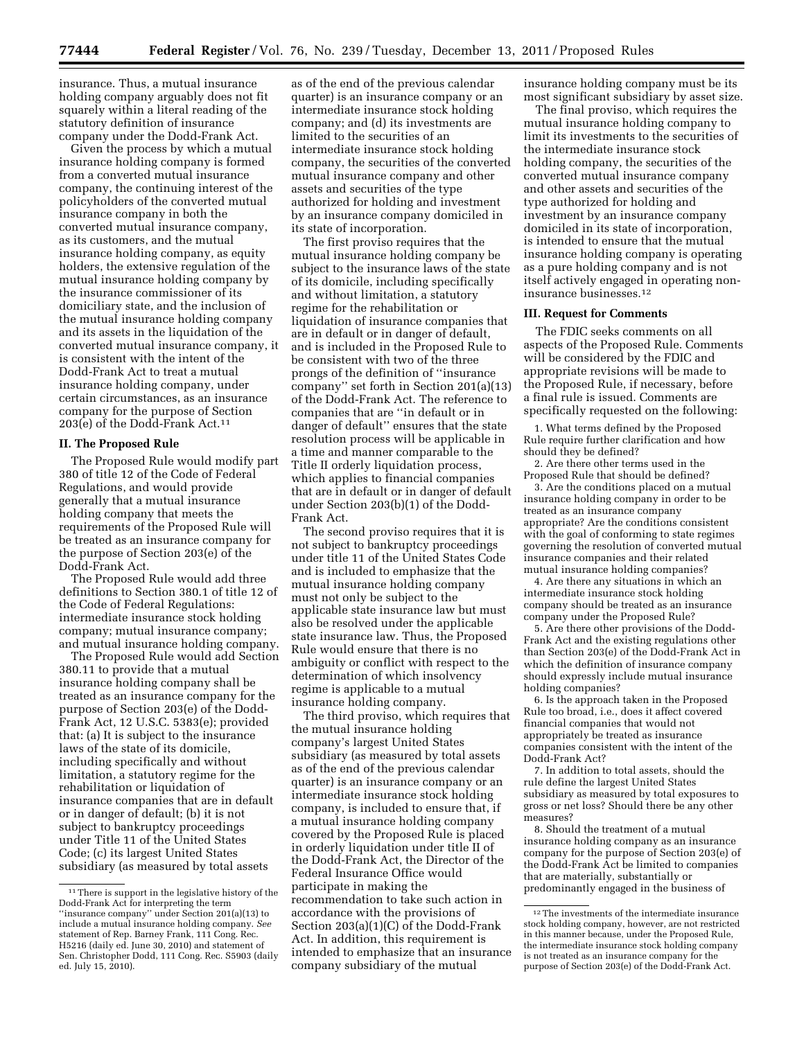insurance. Thus, a mutual insurance holding company arguably does not fit squarely within a literal reading of the statutory definition of insurance company under the Dodd-Frank Act.

Given the process by which a mutual insurance holding company is formed from a converted mutual insurance company, the continuing interest of the policyholders of the converted mutual insurance company in both the converted mutual insurance company, as its customers, and the mutual insurance holding company, as equity holders, the extensive regulation of the mutual insurance holding company by the insurance commissioner of its domiciliary state, and the inclusion of the mutual insurance holding company and its assets in the liquidation of the converted mutual insurance company, it is consistent with the intent of the Dodd-Frank Act to treat a mutual insurance holding company, under certain circumstances, as an insurance company for the purpose of Section 203(e) of the Dodd-Frank Act.[11]

## II. The Proposed Rule

The Proposed Rule would modify part 380 of title 12 of the Code of Federal Regulations, and would provide generally that a mutual insurance holding company that meets the requirements of the Proposed Rule will be treated as an insurance company for the purpose of Section 203(e) of the Dodd-Frank Act.

The Proposed Rule would add three definitions to Section 380.1 of title 12 of the Code of Federal Regulations: intermediate insurance stock holding company; mutual insurance company; and mutual insurance holding company.

The Proposed Rule would add Section 380.11 to provide that a mutual insurance holding company shall be treated as an insurance company for the purpose of Section 203(e) of the Dodd-Frank Act, 12 U.S.C. 5383(e); provided that: (a) It is subject to the insurance laws of the state of its domicile, including specifically and without limitation, a statutory regime for the rehabilitation or liquidation of insurance companies that are in default or in danger of default; (b) it is not subject to bankruptcy proceedings under Title 11 of the United States Code; (c) its largest United States subsidiary (as measured by total assets as of the end of the previous calendar quarter) is an insurance company or an intermediate insurance stock holding company; and (d) its investments are limited to the securities of an intermediate insurance stock holding company, the securities of the converted mutual insurance company and other assets and securities of the type authorized for holding and investment by an insurance company domiciled in its state of incorporation.

The first proviso requires that the mutual insurance holding company be subject to the insurance laws of the state of its domicile, including specifically and without limitation, a statutory regime for the rehabilitation or liquidation of insurance companies that are in default or in danger of default, and is included in the Proposed Rule to be consistent with two of the three prongs of the definition of "insurance company" set forth in Section 201(a)(13) of the Dodd-Frank Act. The reference to companies that are "in default or in danger of default" ensures that the state resolution process will be applicable in a time and manner comparable to the Title II orderly liquidation process, which applies to financial companies that are in default or in danger of default under Section 203(b)(1) of the Dodd-Frank Act.

The second proviso requires that it is not subject to bankruptcy proceedings under title 11 of the United States Code and is included to emphasize that the mutual insurance holding company must not only be subject to the applicable state insurance law but must also be resolved under the applicable state insurance law. Thus, the Proposed Rule would ensure that there is no ambiguity or conflict with respect to the determination of which insolvency regime is applicable to a mutual insurance holding company.

The third proviso, which requires that the mutual insurance holding company's largest United States subsidiary (as measured by total assets as of the end of the previous calendar quarter) is an insurance company or an intermediate insurance stock holding company, is included to ensure that, if a mutual insurance holding company covered by the Proposed Rule is placed in orderly liquidation under title II of the Dodd-Frank Act, the Director of the Federal Insurance Office would participate in making the recommendation to take such action in accordance with the provisions of Section 203(a)(1)(C) of the Dodd-Frank Act. In addition, this requirement is intended to emphasize that an insurance company subsidiary of the mutual insurance holding company must be its most significant subsidiary by asset size.

The final proviso, which requires the mutual insurance holding company to limit its investments to the securities of the intermediate insurance stock holding company, the securities of the converted mutual insurance company and other assets and securities of the type authorized for holding and investment by an insurance company domiciled in its state of incorporation, is intended to ensure that the mutual insurance holding company is operating as a pure holding company and is not itself actively engaged in operating non-insurance businesses.[12]

## III. Request for Comments

The FDIC seeks comments on all aspects of the Proposed Rule. Comments will be considered by the FDIC and appropriate revisions will be made to the Proposed Rule, if necessary, before a final rule is issued. Comments are specifically requested on the following:

1. What terms defined by the Proposed Rule require further clarification and how should they be defined?
2. Are there other terms used in the Proposed Rule that should be defined?
3. Are the conditions placed on a mutual insurance holding company in order to be treated as an insurance company appropriate? Are the conditions consistent with the goal of conforming to state regimes governing the resolution of converted mutual insurance companies and their related mutual insurance holding companies?
4. Are there any situations in which an intermediate insurance stock holding company should be treated as an insurance company under the Proposed Rule?
5. Are there other provisions of the Dodd-Frank Act and the existing regulations other than Section 203(e) of the Dodd-Frank Act in which the definition of insurance company should expressly include mutual insurance holding companies?
6. Is the approach taken in the Proposed Rule too broad, i.e., does it affect covered financial companies that would not appropriately be treated as insurance companies consistent with the intent of the Dodd-Frank Act?
7. In addition to total assets, should the rule define the largest United States subsidiary as measured by total exposures to gross or net loss? Should there be any other measures?
8. Should the treatment of a mutual insurance holding company as an insurance company for the purpose of Section 203(e) of the Dodd-Frank Act be limited to companies that are materially, substantially or predominantly engaged in the business of

[11] There is support in the legislative history of the Dodd-Frank Act for interpreting the term "insurance company" under Section 201(a)(13) to include a mutual insurance holding company. *See* statement of Rep. Barney Frank, 111 Cong. Rec. H5216 (daily ed. June 30, 2010) and statement of Sen. Christopher Dodd, 111 Cong. Rec. S5903 (daily ed. July 15, 2010).

[12] The investments of the intermediate insurance stock holding company, however, are not restricted in this manner because, under the Proposed Rule, the intermediate insurance stock holding company is not treated as an insurance company for the purpose of Section 203(e) of the Dodd-Frank Act.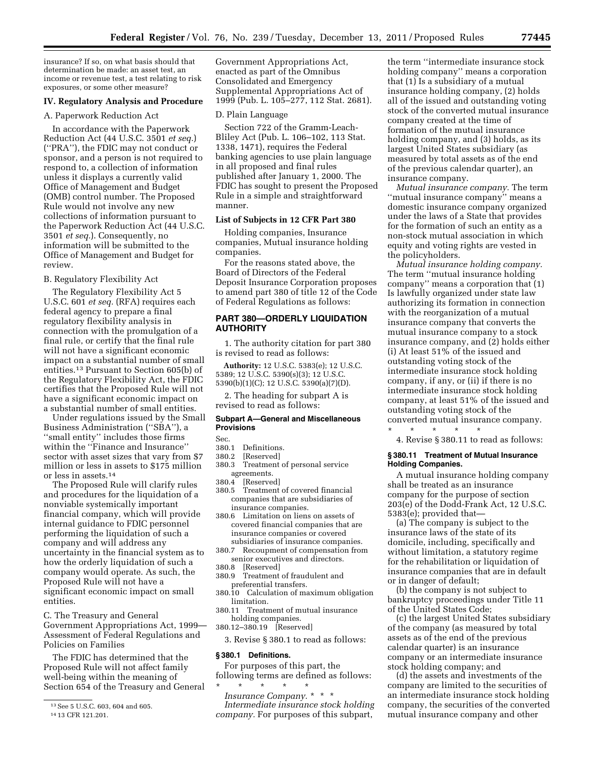insurance? If so, on what basis should that determination be made: an asset test, an income or revenue test, a test relating to risk exposures, or some other measure?

## IV. Regulatory Analysis and Procedure

### A. Paperwork Reduction Act

In accordance with the Paperwork Reduction Act (44 U.S.C. 3501 *et seq.*) (''PRA''), the FDIC may not conduct or sponsor, and a person is not required to respond to, a collection of information unless it displays a currently valid Office of Management and Budget (OMB) control number. The Proposed Rule would not involve any new collections of information pursuant to the Paperwork Reduction Act (44 U.S.C. 3501 *et seq.*). Consequently, no information will be submitted to the Office of Management and Budget for review.

### B. Regulatory Flexibility Act

The Regulatory Flexibility Act 5 U.S.C. 601 *et seq.* (RFA) requires each federal agency to prepare a final regulatory flexibility analysis in connection with the promulgation of a final rule, or certify that the final rule will not have a significant economic impact on a substantial number of small entities.[13] Pursuant to Section 605(b) of the Regulatory Flexibility Act, the FDIC certifies that the Proposed Rule will not have a significant economic impact on a substantial number of small entities.

Under regulations issued by the Small Business Administration (''SBA''), a ''small entity'' includes those firms within the ''Finance and Insurance'' sector with asset sizes that vary from $7 million or less in assets to $175 million or less in assets.[14]

The Proposed Rule will clarify rules and procedures for the liquidation of a nonviable systemically important financial company, which will provide internal guidance to FDIC personnel performing the liquidation of such a company and will address any uncertainty in the financial system as to how the orderly liquidation of such a company would operate. As such, the Proposed Rule will not have a significant economic impact on small entities.

### C. The Treasury and General Government Appropriations Act, 1999—Assessment of Federal Regulations and Policies on Families

The FDIC has determined that the Proposed Rule will not affect family well-being within the meaning of Section 654 of the Treasury and General Government Appropriations Act, enacted as part of the Omnibus Consolidated and Emergency Supplemental Appropriations Act of 1999 (Pub. L. 105–277, 112 Stat. 2681).

### D. Plain Language

Section 722 of the Gramm-Leach-Bliley Act (Pub. L. 106–102, 113 Stat. 1338, 1471), requires the Federal banking agencies to use plain language in all proposed and final rules published after January 1, 2000. The FDIC has sought to present the Proposed Rule in a simple and straightforward manner.

## List of Subjects in 12 CFR Part 380

Holding companies, Insurance companies, Mutual insurance holding companies.

For the reasons stated above, the Board of Directors of the Federal Deposit Insurance Corporation proposes to amend part 380 of title 12 of the Code of Federal Regulations as follows:

## PART 380—ORDERLY LIQUIDATION AUTHORITY

1. The authority citation for part 380 is revised to read as follows:

**Authority:** 12 U.S.C. 5383(e); 12 U.S.C. 5389; 12 U.S.C. 5390(s)(3); 12 U.S.C. 5390(b)(1)(C); 12 U.S.C. 5390(a)(7)(D).

2. The heading for subpart A is revised to read as follows:

### Subpart A—General and Miscellaneous Provisions

Sec.
380.1 Definitions.
380.2 [Reserved]
380.3 Treatment of personal service agreements.
380.4 [Reserved]
380.5 Treatment of covered financial companies that are subsidiaries of insurance companies.
380.6 Limitation on liens on assets of covered financial companies that are insurance companies or covered subsidiaries of insurance companies.
380.7 Recoupment of compensation from senior executives and directors.
380.8 [Reserved]
380.9 Treatment of fraudulent and preferential transfers.
380.10 Calculation of maximum obligation limitation.
380.11 Treatment of mutual insurance holding companies.
380.12–380.19 [Reserved]

3. Revise § 380.1 to read as follows:

### § 380.1 Definitions.

For purposes of this part, the following terms are defined as follows:

\* \* \* \* \*

*Insurance Company.* \* \* \*

*Intermediate insurance stock holding company.* For purposes of this subpart, the term ''intermediate insurance stock holding company'' means a corporation that (1) Is a subsidiary of a mutual insurance holding company, (2) holds all of the issued and outstanding voting stock of the converted mutual insurance company created at the time of formation of the mutual insurance holding company, and (3) holds, as its largest United States subsidiary (as measured by total assets as of the end of the previous calendar quarter), an insurance company.

*Mutual insurance company.* The term ''mutual insurance company'' means a domestic insurance company organized under the laws of a State that provides for the formation of such an entity as a non-stock mutual association in which equity and voting rights are vested in the policyholders.

*Mutual insurance holding company.* The term ''mutual insurance holding company'' means a corporation that (1) Is lawfully organized under state law authorizing its formation in connection with the reorganization of a mutual insurance company that converts the mutual insurance company to a stock insurance company, and (2) holds either (i) At least 51% of the issued and outstanding voting stock of the intermediate insurance stock holding company, if any, or (ii) if there is no intermediate insurance stock holding company, at least 51% of the issued and outstanding voting stock of the converted mutual insurance company.

\* \* \* \* \*

4. Revise § 380.11 to read as follows:

### § 380.11 Treatment of Mutual Insurance Holding Companies.

A mutual insurance holding company shall be treated as an insurance company for the purpose of section 203(e) of the Dodd-Frank Act, 12 U.S.C. 5383(e); provided that—

(a) The company is subject to the insurance laws of the state of its domicile, including, specifically and without limitation, a statutory regime for the rehabilitation or liquidation of insurance companies that are in default or in danger of default;

(b) the company is not subject to bankruptcy proceedings under Title 11 of the United States Code;

(c) the largest United States subsidiary of the company (as measured by total assets as of the end of the previous calendar quarter) is an insurance company or an intermediate insurance stock holding company; and

(d) the assets and investments of the company are limited to the securities of an intermediate insurance stock holding company, the securities of the converted mutual insurance company and other

---

[13] See 5 U.S.C. 603, 604 and 605.

[14] 13 CFR 121.201.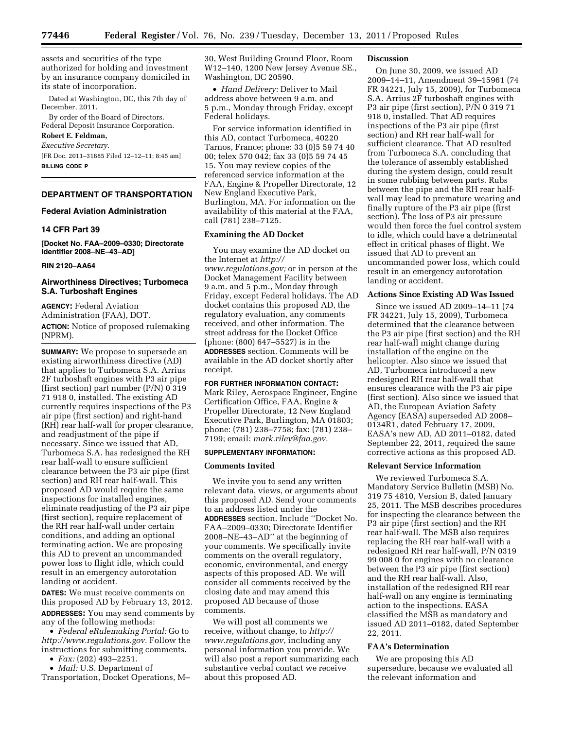assets and securities of the type authorized for holding and investment by an insurance company domiciled in its state of incorporation.

Dated at Washington, DC, this 7th day of December, 2011.

By order of the Board of Directors.

Federal Deposit Insurance Corporation.

**Robert E. Feldman,**

*Executive Secretary.*

[FR Doc. 2011–31885 Filed 12–12–11; 8:45 am]

**BILLING CODE P**

## DEPARTMENT OF TRANSPORTATION

### Federal Aviation Administration

### 14 CFR Part 39

**[Docket No. FAA–2009–0330; Directorate Identifier 2008–NE–43–AD]**

**RIN 2120–AA64**

### Airworthiness Directives; Turbomeca S.A. Turboshaft Engines

**AGENCY:** Federal Aviation Administration (FAA), DOT.

**ACTION:** Notice of proposed rulemaking (NPRM).

**SUMMARY:** We propose to supersede an existing airworthiness directive (AD) that applies to Turbomeca S.A. Arrius 2F turboshaft engines with P3 air pipe (first section) part number (P/N) 0 319 71 918 0, installed. The existing AD currently requires inspections of the P3 air pipe (first section) and right-hand (RH) rear half-wall for proper clearance, and readjustment of the pipe if necessary. Since we issued that AD, Turbomeca S.A. has redesigned the RH rear half-wall to ensure sufficient clearance between the P3 air pipe (first section) and RH rear half-wall. This proposed AD would require the same inspections for installed engines, eliminate readjusting of the P3 air pipe (first section), require replacement of the RH rear half-wall under certain conditions, and adding an optional terminating action. We are proposing this AD to prevent an uncommanded power loss to flight idle, which could result in an emergency autorotation landing or accident.

**DATES:** We must receive comments on this proposed AD by February 13, 2012.

**ADDRESSES:** You may send comments by any of the following methods:

- *Federal eRulemaking Portal:* Go to *http://www.regulations.gov.* Follow the instructions for submitting comments.
- *Fax:* (202) 493–2251.
- *Mail:* U.S. Department of Transportation, Docket Operations, M–30, West Building Ground Floor, Room W12–140, 1200 New Jersey Avenue SE., Washington, DC 20590.
- *Hand Delivery:* Deliver to Mail address above between 9 a.m. and 5 p.m., Monday through Friday, except Federal holidays.

For service information identified in this AD, contact Turbomeca, 40220 Tarnos, France; phone: 33 (0)5 59 74 40 00; telex 570 042; fax 33 (0)5 59 74 45 15. You may review copies of the referenced service information at the FAA, Engine & Propeller Directorate, 12 New England Executive Park, Burlington, MA. For information on the availability of this material at the FAA, call (781) 238–7125.

#### Examining the AD Docket

You may examine the AD docket on the Internet at *http://www.regulations.gov;* or in person at the Docket Management Facility between 9 a.m. and 5 p.m., Monday through Friday, except Federal holidays. The AD docket contains this proposed AD, the regulatory evaluation, any comments received, and other information. The street address for the Docket Office (phone: (800) 647–5527) is in the **ADDRESSES** section. Comments will be available in the AD docket shortly after receipt.

**FOR FURTHER INFORMATION CONTACT:** Mark Riley, Aerospace Engineer, Engine Certification Office, FAA, Engine & Propeller Directorate, 12 New England Executive Park, Burlington, MA 01803; phone: (781) 238–7758; fax: (781) 238–7199; email: *mark.riley@faa.gov.*

**SUPPLEMENTARY INFORMATION:**

#### Comments Invited

We invite you to send any written relevant data, views, or arguments about this proposed AD. Send your comments to an address listed under the **ADDRESSES** section. Include ''Docket No. FAA–2009–0330; Directorate Identifier 2008–NE–43–AD'' at the beginning of your comments. We specifically invite comments on the overall regulatory, economic, environmental, and energy aspects of this proposed AD. We will consider all comments received by the closing date and may amend this proposed AD because of those comments.

We will post all comments we receive, without change, to *http://www.regulations.gov,* including any personal information you provide. We will also post a report summarizing each substantive verbal contact we receive about this proposed AD.

#### Discussion

On June 30, 2009, we issued AD 2009–14–11, Amendment 39–15961 (74 FR 34221, July 15, 2009), for Turbomeca S.A. Arrius 2F turboshaft engines with P3 air pipe (first section), P/N 0 319 71 918 0, installed. That AD requires inspections of the P3 air pipe (first section) and RH rear half-wall for sufficient clearance. That AD resulted from Turbomeca S.A. concluding that the tolerance of assembly established during the system design, could result in some rubbing between parts. Rubs between the pipe and the RH rear half-wall may lead to premature wearing and finally rupture of the P3 air pipe (first section). The loss of P3 air pressure would then force the fuel control system to idle, which could have a detrimental effect in critical phases of flight. We issued that AD to prevent an uncommanded power loss, which could result in an emergency autorotation landing or accident.

#### Actions Since Existing AD Was Issued

Since we issued AD 2009–14–11 (74 FR 34221, July 15, 2009), Turbomeca determined that the clearance between the P3 air pipe (first section) and the RH rear half-wall might change during installation of the engine on the helicopter. Also since we issued that AD, Turbomeca introduced a new redesigned RH rear half-wall that ensures clearance with the P3 air pipe (first section). Also since we issued that AD, the European Aviation Safety Agency (EASA) superseded AD 2008–0134R1, dated February 17, 2009, EASA's new AD, AD 2011–0182, dated September 22, 2011, required the same corrective actions as this proposed AD.

#### Relevant Service Information

We reviewed Turbomeca S.A. Mandatory Service Bulletin (MSB) No. 319 75 4810, Version B, dated January 25, 2011. The MSB describes procedures for inspecting the clearance between the P3 air pipe (first section) and the RH rear half-wall. The MSB also requires replacing the RH rear half-wall with a redesigned RH rear half-wall, P/N 0319 99 008 0 for engines with no clearance between the P3 air pipe (first section) and the RH rear half-wall. Also, installation of the redesigned RH rear half-wall on any engine is terminating action to the inspections. EASA classified the MSB as mandatory and issued AD 2011–0182, dated September 22, 2011.

#### FAA's Determination

We are proposing this AD supersedure, because we evaluated all the relevant information and